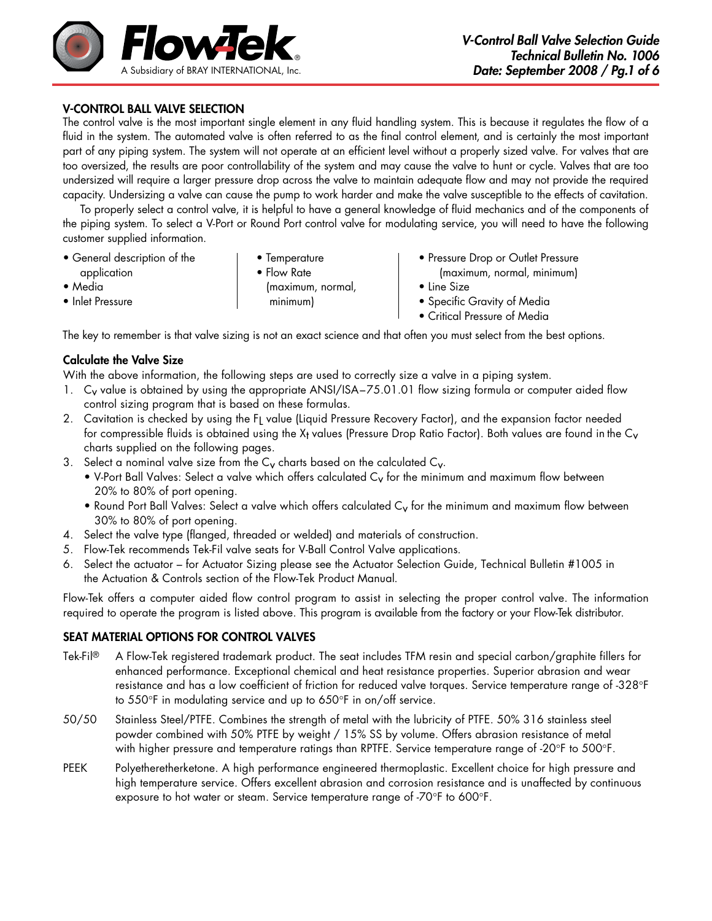## V-CONTROL BALL VALVE SELECTION

The control valve is the most important single element in any fluid handling system. This is because it regulates the flow of a fluid in the system. The automated valve is often referred to as the final control element, and is certainly the most important part of any piping system. The system will not operate at an efficient level without a properly sized valve. For valves that are too oversized, the results are poor controllability of the system and may cause the valve to hunt or cycle. Valves that are too undersized will require a larger pressure drop across the valve to maintain adequate flow and may not provide the required capacity. Undersizing a valve can cause the pump to work harder and make the valve susceptible to the effects of cavitation.

To properly select a control valve, it is helpful to have a general knowledge of fluid mechanics and of the components of the piping system. To select a V-Port or Round Port control valve for modulating service, you will need to have the following customer supplied information.

- General description of the application
- Media
- Inlet Pressure
- Temperature
- Flow Rate (maximum, normal, minimum)
- Pressure Drop or Outlet Pressure (maximum, normal, minimum)
- Line Size
- Specific Gravity of Media
- Critical Pressure of Media

The key to remember is that valve sizing is not an exact science and that often you must select from the best options.

### Calculate the Valve Size

With the above information, the following steps are used to correctly size a valve in a piping system.

1. $C_V$ value is obtained by using the appropriate ANSI/ISA–75.01.01 flow sizing formula or computer aided flow control sizing program that is based on these formulas.
2. Cavitation is checked by using the $F_L$ value (Liquid Pressure Recovery Factor), and the expansion factor needed for compressible fluids is obtained using the $X_t$ values (Pressure Drop Ratio Factor). Both values are found in the $C_V$ charts supplied on the following pages.
3. Select a nominal valve size from the $C_V$ charts based on the calculated $C_V$.
   - V-Port Ball Valves: Select a valve which offers calculated $C_V$ for the minimum and maximum flow between 20% to 80% of port opening.
   - Round Port Ball Valves: Select a valve which offers calculated $C_V$ for the minimum and maximum flow between 30% to 80% of port opening.
4. Select the valve type (flanged, threaded or welded) and materials of construction.
5. Flow-Tek recommends Tek-Fil valve seats for V-Ball Control Valve applications.
6. Select the actuator – for Actuator Sizing please see the Actuator Selection Guide, Technical Bulletin #1005 in the Actuation & Controls section of the Flow-Tek Product Manual.

Flow-Tek offers a computer aided flow control program to assist in selecting the proper control valve. The information required to operate the program is listed above. This program is available from the factory or your Flow-Tek distributor.

## SEAT MATERIAL OPTIONS FOR CONTROL VALVES

**Tek-Fil®** A Flow-Tek registered trademark product. The seat includes TFM resin and special carbon/graphite fillers for enhanced performance. Exceptional chemical and heat resistance properties. Superior abrasion and wear resistance and has a low coefficient of friction for reduced valve torques. Service temperature range of -328°F to 550°F in modulating service and up to 650°F in on/off service.

**50/50** Stainless Steel/PTFE. Combines the strength of metal with the lubricity of PTFE. 50% 316 stainless steel powder combined with 50% PTFE by weight / 15% SS by volume. Offers abrasion resistance of metal with higher pressure and temperature ratings than RPTFE. Service temperature range of -20°F to 500°F.

**PEEK** Polyetheretherketone. A high performance engineered thermoplastic. Excellent choice for high pressure and high temperature service. Offers excellent abrasion and corrosion resistance and is unaffected by continuous exposure to hot water or steam. Service temperature range of -70°F to 600°F.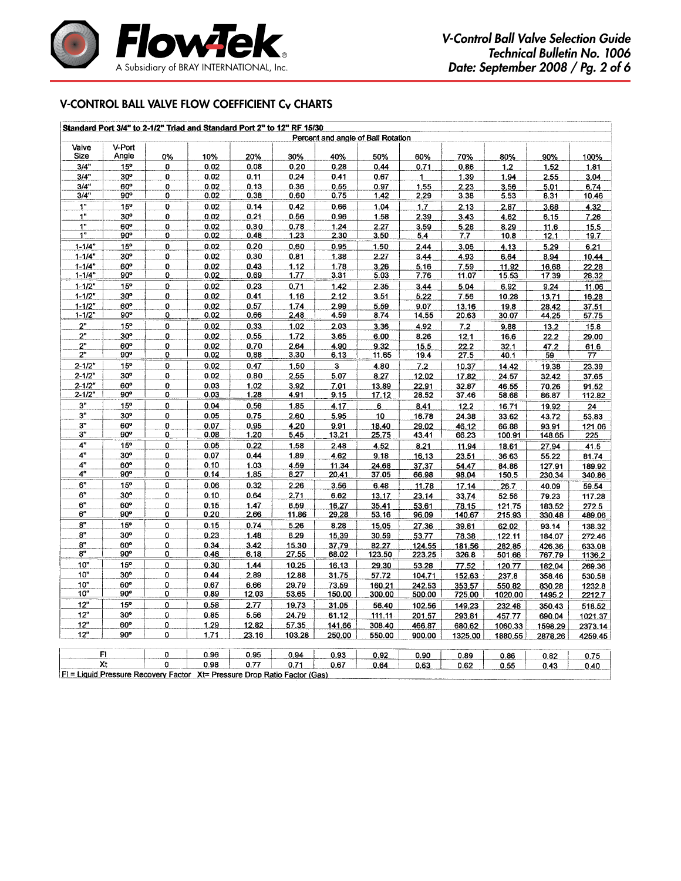## V-CONTROL BALL VALVE FLOW COEFFICIENT $C_V$ CHARTS

| Standard Port 3/4" to 2-1/2" Triad and Standard Port 2" to 12" RF 15/30 | | | | | | | | | | | | |
|---|---|---|---|---|---|---|---|---|---|---|---|---|
| | | Percent and angle of Ball Rotation | | | | | | | | | | |
| Valve Size | V-Port Angle | 0% | 10% | 20% | 30% | 40% | 50% | 60% | 70% | 80% | 90% | 100% |
| 3/4" | 15° | 0 | 0.02 | 0.08 | 0.20 | 0.28 | 0.44 | 0.71 | 0.86 | 1.2 | 1.52 | 1.81 |
| 3/4" | 30° | 0 | 0.02 | 0.11 | 0.24 | 0.41 | 0.67 | 1 | 1.39 | 1.94 | 2.55 | 3.04 |
| 3/4" | 60° | 0 | 0.02 | 0.13 | 0.36 | 0.55 | 0.97 | 1.55 | 2.23 | 3.56 | 5.01 | 6.74 |
| 3/4" | 90° | 0 | 0.02 | 0.38 | 0.60 | 0.75 | 1.42 | 2.29 | 3.38 | 5.53 | 8.31 | 10.46 |
| 1" | 15° | 0 | 0.02 | 0.14 | 0.42 | 0.66 | 1.04 | 1.7 | 2.13 | 2.87 | 3.68 | 4.32 |
| 1" | 30° | 0 | 0.02 | 0.21 | 0.56 | 0.96 | 1.58 | 2.39 | 3.43 | 4.62 | 6.15 | 7.26 |
| 1" | 60° | 0 | 0.02 | 0.30 | 0.78 | 1.24 | 2.27 | 3.59 | 5.28 | 8.29 | 11.6 | 15.5 |
| 1" | 90° | 0 | 0.02 | 0.48 | 1.23 | 2.30 | 3.50 | 5.4 | 7.7 | 10.8 | 12.1 | 19.7 |
| 1-1/4" | 15° | 0 | 0.02 | 0.20 | 0.60 | 0.95 | 1.50 | 2.44 | 3.06 | 4.13 | 5.29 | 6.21 |
| 1-1/4" | 30° | 0 | 0.02 | 0.30 | 0.81 | 1.38 | 2.27 | 3.44 | 4.93 | 6.64 | 8.94 | 10.44 |
| 1-1/4" | 60° | 0 | 0.02 | 0.43 | 1.12 | 1.78 | 3.26 | 5.16 | 7.59 | 11.92 | 16.68 | 22.28 |
| 1-1/4" | 90° | 0 | 0.02 | 0.69 | 1.77 | 3.31 | 5.03 | 7.76 | 11.07 | 15.53 | 17.39 | 28.32 |
| 1-1/2" | 15° | 0 | 0.02 | 0.23 | 0.71 | 1.42 | 2.35 | 3.44 | 5.04 | 6.92 | 9.24 | 11.06 |
| 1-1/2" | 30° | 0 | 0.02 | 0.41 | 1.16 | 2.12 | 3.51 | 5.22 | 7.56 | 10.28 | 13.71 | 16.28 |
| 1-1/2" | 60° | 0 | 0.02 | 0.57 | 1.74 | 2.99 | 5.59 | 9.07 | 13.16 | 19.8 | 28.42 | 37.51 |
| 1-1/2" | 90° | 0 | 0.02 | 0.66 | 2.48 | 4.59 | 8.74 | 14.55 | 20.63 | 30.07 | 44.25 | 57.75 |
| 2" | 15° | 0 | 0.02 | 0.33 | 1.02 | 2.03 | 3.36 | 4.92 | 7.2 | 9.88 | 13.2 | 15.8 |
| 2" | 30° | 0 | 0.02 | 0.55 | 1.72 | 3.65 | 6.00 | 8.26 | 12.1 | 16.6 | 22.2 | 29.00 |
| 2" | 60° | 0 | 0.02 | 0.70 | 2.64 | 4.90 | 9.32 | 15.5 | 22.2 | 32.1 | 47.2 | 61.6 |
| 2" | 90° | 0 | 0.02 | 0.88 | 3.30 | 6.13 | 11.65 | 19.4 | 27.5 | 40.1 | 59 | 77 |
| 2-1/2" | 15° | 0 | 0.02 | 0.47 | 1.50 | 3 | 4.80 | 7.2 | 10.37 | 14.42 | 19.38 | 23.39 |
| 2-1/2" | 30° | 0 | 0.02 | 0.80 | 2.55 | 5.07 | 8.27 | 12.02 | 17.82 | 24.57 | 32.42 | 37.65 |
| 2-1/2" | 60° | 0 | 0.03 | 1.02 | 3.92 | 7.01 | 13.89 | 22.91 | 32.87 | 46.55 | 70.26 | 91.52 |
| 2-1/2" | 90° | 0 | 0.03 | 1.28 | 4.91 | 9.15 | 17.12 | 28.52 | 37.46 | 58.68 | 86.87 | 112.82 |
| 3" | 15° | 0 | 0.04 | 0.56 | 1.85 | 4.17 | 6 | 8.41 | 12.2 | 16.71 | 19.92 | 24 |
| 3" | 30° | 0 | 0.05 | 0.75 | 2.60 | 5.95 | 10 | 16.78 | 24.38 | 33.62 | 43.72 | 53.83 |
| 3" | 60° | 0 | 0.07 | 0.95 | 4.20 | 9.91 | 18.40 | 29.02 | 46.12 | 66.88 | 93.91 | 121.06 |
| 3" | 90° | 0 | 0.08 | 1.20 | 5.45 | 13.21 | 25.75 | 43.41 | 66.23 | 100.91 | 148.65 | 225 |
| 4" | 15° | 0 | 0.05 | 0.22 | 1.58 | 2.48 | 4.52 | 8.21 | 11.94 | 18.61 | 27.94 | 41.5 |
| 4" | 30° | 0 | 0.07 | 0.44 | 1.89 | 4.62 | 9.18 | 16.13 | 23.51 | 36.63 | 55.22 | 81.74 |
| 4" | 60° | 0 | 0.10 | 1.03 | 4.59 | 11.34 | 24.68 | 37.37 | 54.47 | 84.86 | 127.91 | 189.92 |
| 4" | 90° | 0 | 0.14 | 1.85 | 8.27 | 20.41 | 37.05 | 66.98 | 98.04 | 150.5 | 230.34 | 340.86 |
| 6" | 15° | 0 | 0.06 | 0.32 | 2.26 | 3.56 | 6.48 | 11.78 | 17.14 | 26.7 | 40.09 | 59.54 |
| 6" | 30° | 0 | 0.10 | 0.64 | 2.71 | 6.62 | 13.17 | 23.14 | 33.74 | 52.56 | 79.23 | 117.28 |
| 6" | 60° | 0 | 0.15 | 1.47 | 6.59 | 16.27 | 35.41 | 53.61 | 78.15 | 121.75 | 183.52 | 272.5 |
| 6" | 90° | 0 | 0.20 | 2.66 | 11.86 | 29.28 | 53.16 | 96.09 | 140.67 | 215.93 | 330.48 | 489.06 |
| 8" | 15° | 0 | 0.15 | 0.74 | 5.26 | 8.28 | 15.05 | 27.36 | 39.81 | 62.02 | 93.14 | 138.32 |
| 8" | 30° | 0 | 0.23 | 1.48 | 6.29 | 15.39 | 30.59 | 53.77 | 78.38 | 122.11 | 184.07 | 272.46 |
| 8" | 60° | 0 | 0.34 | 3.42 | 15.30 | 37.79 | 82.27 | 124.55 | 181.56 | 282.85 | 426.36 | 633.08 |
| 8" | 90° | 0 | 0.46 | 6.18 | 27.55 | 68.02 | 123.50 | 223.25 | 326.8 | 501.66 | 767.79 | 1136.2 |
| 10" | 15° | 0 | 0.30 | 1.44 | 10.25 | 16.13 | 29.30 | 53.28 | 77.52 | 120.77 | 182.04 | 269.36 |
| 10" | 30° | 0 | 0.44 | 2.89 | 12.88 | 31.75 | 57.72 | 104.71 | 152.63 | 237.8 | 358.46 | 530.58 |
| 10" | 60° | 0 | 0.67 | 6.66 | 29.79 | 73.59 | 160.21 | 242.53 | 353.57 | 550.82 | 830.28 | 1232.8 |
| 10" | 90° | 0 | 0.89 | 12.03 | 53.65 | 150.00 | 300.00 | 500.00 | 725.00 | 1020.00 | 1495.2 | 2212.7 |
| 12" | 15° | 0 | 0.58 | 2.77 | 19.73 | 31.05 | 56.40 | 102.56 | 149.23 | 232.48 | 350.43 | 518.52 |
| 12" | 30° | 0 | 0.85 | 5.56 | 24.79 | 61.12 | 111.11 | 201.57 | 293.81 | 457.77 | 690.04 | 1021.37 |
| 12" | 60° | 0 | 1.29 | 12.82 | 57.35 | 141.66 | 308.40 | 466.87 | 680.62 | 1060.33 | 1598.29 | 2373.14 |
| 12" | 90° | 0 | 1.71 | 23.16 | 103.28 | 250.00 | 550.00 | 900.00 | 1325.00 | 1880.55 | 2878.26 | 4259.45 |
| Fl | | 0 | 0.96 | 0.95 | 0.94 | 0.93 | 0.92 | 0.90 | 0.89 | 0.86 | 0.82 | 0.75 |
| Xt | | 0 | 0.98 | 0.77 | 0.71 | 0.67 | 0.64 | 0.63 | 0.62 | 0.55 | 0.43 | 0.40 |

Fl = Liquid Pressure Recovery Factor   Xt= Pressure Drop Ratio Factor (Gas)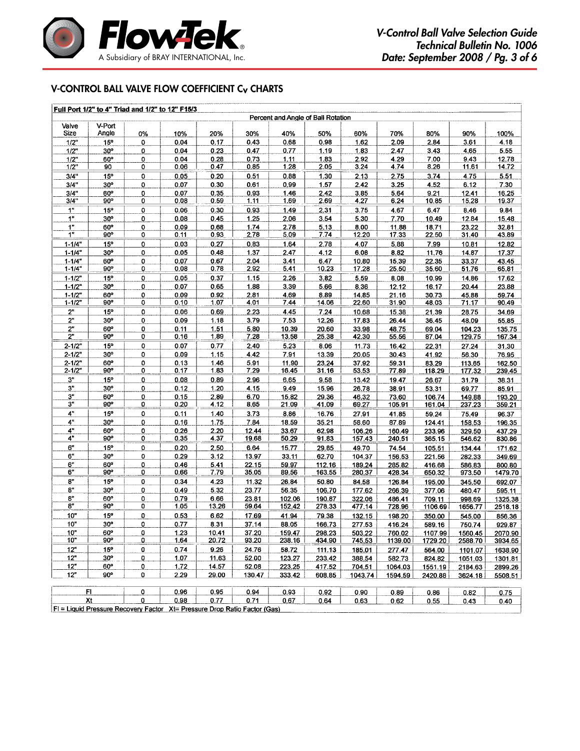## V-CONTROL BALL VALVE FLOW COEFFICIENT $C_V$ CHARTS

**Full Port 1/2" to 4" Triad and 1/2" to 12" F15/3**

| Valve Size | V-Port Angle | Percent and Angle of Ball Rotation | | | | | | | | | | |
|---|---|---|---|---|---|---|---|---|---|---|---|---|
| | | 0% | 10% | 20% | 30% | 40% | 50% | 60% | 70% | 80% | 90% | 100% |
| 1/2" | 15° | 0 | 0.04 | 0.17 | 0.43 | 0.68 | 0.98 | 1.62 | 2.09 | 2.84 | 3.61 | 4.18 |
| 1/2" | 30° | 0 | 0.04 | 0.23 | 0.47 | 0.77 | 1.19 | 1.83 | 2.47 | 3.43 | 4.65 | 5.55 |
| 1/2" | 60° | 0 | 0.04 | 0.28 | 0.73 | 1.11 | 1.83 | 2.92 | 4.29 | 7.00 | 9.43 | 12.78 |
| 1/2" | 90 | 0 | 0.06 | 0.47 | 0.85 | 1.28 | 2.05 | 3.24 | 4.74 | 8.26 | 11.61 | 14.72 |
| 3/4" | 15° | 0 | 0.05 | 0.20 | 0.51 | 0.88 | 1.30 | 2.13 | 2.75 | 3.74 | 4.75 | 5.51 |
| 3/4" | 30° | 0 | 0.07 | 0.30 | 0.61 | 0.99 | 1.57 | 2.42 | 3.25 | 4.52 | 6.12 | 7.30 |
| 3/4" | 60° | 0 | 0.07 | 0.35 | 0.93 | 1.46 | 2.42 | 3.85 | 5.64 | 9.21 | 12.41 | 16.25 |
| 3/4" | 90° | 0 | 0.08 | 0.59 | 1.11 | 1.69 | 2.69 | 4.27 | 6.24 | 10.85 | 15.28 | 19.37 |
| 1" | 15° | 0 | 0.06 | 0.30 | 0.93 | 1.49 | 2.31 | 3.75 | 4.67 | 6.47 | 8.46 | 9.84 |
| 1" | 30° | 0 | 0.08 | 0.45 | 1.25 | 2.06 | 3.54 | 5.30 | 7.70 | 10.49 | 12.84 | 15.48 |
| 1" | 60° | 0 | 0.09 | 0.68 | 1.74 | 2.78 | 5.13 | 8.00 | 11.88 | 18.71 | 23.22 | 32.81 |
| 1" | 90° | 0 | 0.11 | 0.93 | 2.78 | 5.09 | 7.74 | 12.20 | 17.33 | 22.50 | 31.40 | 43.89 |
| 1-1/4" | 15° | 0 | 0.03 | 0.27 | 0.83 | 1.64 | 2.78 | 4.07 | 5.88 | 7.99 | 10.81 | 12.82 |
| 1-1/4" | 30° | 0 | 0.05 | 0.48 | 1.37 | 2.47 | 4.12 | 6.08 | 8.82 | 11.76 | 14.87 | 17.37 |
| 1-1/4" | 60° | 0 | 0.07 | 0.67 | 2.04 | 3.41 | 6.47 | 10.80 | 15.39 | 22.35 | 33.37 | 43.45 |
| 1-1/4" | 90° | 0 | 0.08 | 0.78 | 2.92 | 5.41 | 10.23 | 17.28 | 25.50 | 35.60 | 51.76 | 65.81 |
| 1-1/2" | 15° | 0 | 0.05 | 0.37 | 1.15 | 2.26 | 3.82 | 5.59 | 8.08 | 10.99 | 14.86 | 17.62 |
| 1-1/2" | 30° | 0 | 0.07 | 0.65 | 1.88 | 3.39 | 5.66 | 8.36 | 12.12 | 16.17 | 20.44 | 23.88 |
| 1-1/2" | 60° | 0 | 0.09 | 0.92 | 2.81 | 4.69 | 8.89 | 14.85 | 21.16 | 30.73 | 45.88 | 59.74 |
| 1-1/2" | 90° | 0 | 0.10 | 1.07 | 4.01 | 7.44 | 14.06 | 22.60 | 31.90 | 48.03 | 71.17 | 90.49 |
| 2" | 15° | 0 | 0.06 | 0.69 | 2.23 | 4.45 | 7.24 | 10.68 | 15.38 | 21.39 | 28.75 | 34.69 |
| 2" | 30° | 0 | 0.09 | 1.18 | 3.79 | 7.53 | 12.26 | 17.83 | 26.44 | 36.45 | 48.09 | 55.85 |
| 2" | 60° | 0 | 0.11 | 1.51 | 5.80 | 10.39 | 20.60 | 33.98 | 48.75 | 69.04 | 104.23 | 135.75 |
| 2" | 90° | 0 | 0.16 | 1.89 | 7.28 | 13.58 | 25.38 | 42.30 | 55.56 | 87.04 | 129.75 | 167.34 |
| 2-1/2" | 15° | 0 | 0.07 | 0.77 | 2.40 | 5.23 | 8.06 | 11.73 | 16.42 | 22.31 | 27.24 | 31.30 |
| 2-1/2" | 30° | 0 | 0.09 | 1.15 | 4.42 | 7.91 | 13.39 | 20.05 | 30.43 | 41.92 | 56.30 | 76.95 |
| 2-1/2" | 60° | 0 | 0.13 | 1.46 | 5.91 | 11.90 | 23.24 | 37.92 | 59.31 | 83.29 | 113.65 | 162.50 |
| 2-1/2" | 90° | 0 | 0.17 | 1.83 | 7.29 | 16.45 | 31.16 | 53.53 | 77.89 | 118.29 | 177.32 | 239.45 |
| 3" | 15° | 0 | 0.08 | 0.89 | 2.96 | 6.65 | 9.58 | 13.42 | 19.47 | 26.67 | 31.79 | 38.31 |
| 3" | 30° | 0 | 0.12 | 1.20 | 4.15 | 9.49 | 15.96 | 26.78 | 38.91 | 53.31 | 69.77 | 85.91 |
| 3" | 60° | 0 | 0.15 | 2.89 | 6.70 | 15.82 | 29.36 | 46.32 | 73.60 | 106.74 | 149.88 | 193.20 |
| 3" | 90° | 0 | 0.20 | 4.12 | 8.65 | 21.09 | 41.09 | 69.27 | 105.91 | 161.04 | 237.23 | 359.21 |
| 4" | 15° | 0 | 0.11 | 1.40 | 3.73 | 8.86 | 16.76 | 27.91 | 41.85 | 59.24 | 75.49 | 96.37 |
| 4" | 30° | 0 | 0.16 | 1.75 | 7.84 | 18.59 | 35.21 | 58.60 | 87.89 | 124.41 | 158.53 | 196.35 |
| 4" | 60° | 0 | 0.26 | 2.20 | 12.44 | 33.67 | 62.98 | 106.26 | 160.49 | 233.96 | 329.50 | 437.29 |
| 4" | 90° | 0 | 0.35 | 4.37 | 19.68 | 50.29 | 91.83 | 157.43 | 240.51 | 365.15 | 546.62 | 830.86 |
| 6" | 15° | 0 | 0.20 | 2.50 | 6.64 | 15.77 | 29.85 | 49.70 | 74.54 | 105.51 | 134.44 | 171.62 |
| 6" | 30° | 0 | 0.29 | 3.12 | 13.97 | 33.11 | 62.70 | 104.37 | 156.53 | 221.56 | 282.33 | 349.69 |
| 6" | 60° | 0 | 0.46 | 5.41 | 22.15 | 59.97 | 112.16 | 189.24 | 285.82 | 416.68 | 586.83 | 800.80 |
| 6" | 90° | 0 | 0.66 | 7.79 | 35.05 | 89.56 | 163.55 | 280.37 | 428.34 | 650.32 | 973.50 | 1479.70 |
| 8" | 15° | 0 | 0.34 | 4.23 | 11.32 | 26.84 | 50.80 | 84.58 | 126.84 | 195.00 | 345.50 | 692.07 |
| 8" | 30° | 0 | 0.49 | 5.32 | 23.77 | 56.35 | 106.70 | 177.62 | 266.39 | 377.06 | 480.47 | 595.11 |
| 8" | 60° | 0 | 0.79 | 6.66 | 23.81 | 102.06 | 190.87 | 322.06 | 486.41 | 709.11 | 998.69 | 1325.38 |
| 8" | 90° | 0 | 1.05 | 13.26 | 59.64 | 152.42 | 278.33 | 477.14 | 728.96 | 1106.69 | 1656.77 | 2518.18 |
| 10" | 15° | 0 | 0.53 | 6.62 | 17.69 | 41.94 | 79.38 | 132.15 | 198.20 | 350.00 | 545.00 | 856.36 |
| 10" | 30° | 0 | 0.77 | 8.31 | 37.14 | 88.05 | 166.73 | 277.53 | 416.24 | 589.16 | 750.74 | 929.87 |
| 10" | 60° | 0 | 1.23 | 10.41 | 37.20 | 159.47 | 298.23 | 503.22 | 760.02 | 1107.99 | 1560.45 | 2070.90 |
| 10" | 90° | 0 | 1.64 | 20.72 | 93.20 | 238.16 | 434.90 | 745.53 | 1139.00 | 1729.20 | 2588.70 | 3934.65 |
| 12" | 15° | 0 | 0.74 | 9.26 | 24.76 | 58.72 | 111.13 | 185.01 | 277.47 | 564.00 | 1101.07 | 1638.90 |
| 12" | 30° | 0 | 1.07 | 11.63 | 52.00 | 123.27 | 233.42 | 388.54 | 582.73 | 824.82 | 1051.03 | 1301.81 |
| 12" | 60° | 0 | 1.72 | 14.57 | 52.08 | 223.25 | 417.52 | 704.51 | 1064.03 | 1551.19 | 2184.63 | 2899.26 |
| 12" | 90° | 0 | 2.29 | 29.00 | 130.47 | 333.42 | 608.85 | 1043.74 | 1594.59 | 2420.88 | 3624.18 | 5508.51 |

| | 0% | 10% | 20% | 30% | 40% | 50% | 60% | 70% | 80% | 90% | 100% |
|---|---|---|---|---|---|---|---|---|---|---|---|
| Fl | 0 | 0.96 | 0.95 | 0.94 | 0.93 | 0.92 | 0.90 | 0.89 | 0.86 | 0.82 | 0.75 |
| Xt | 0 | 0.98 | 0.77 | 0.71 | 0.67 | 0.64 | 0.63 | 0.62 | 0.55 | 0.43 | 0.40 |

Fl = Liquid Pressure Recovery Factor Xt= Pressure Drop Ratio Factor (Gas)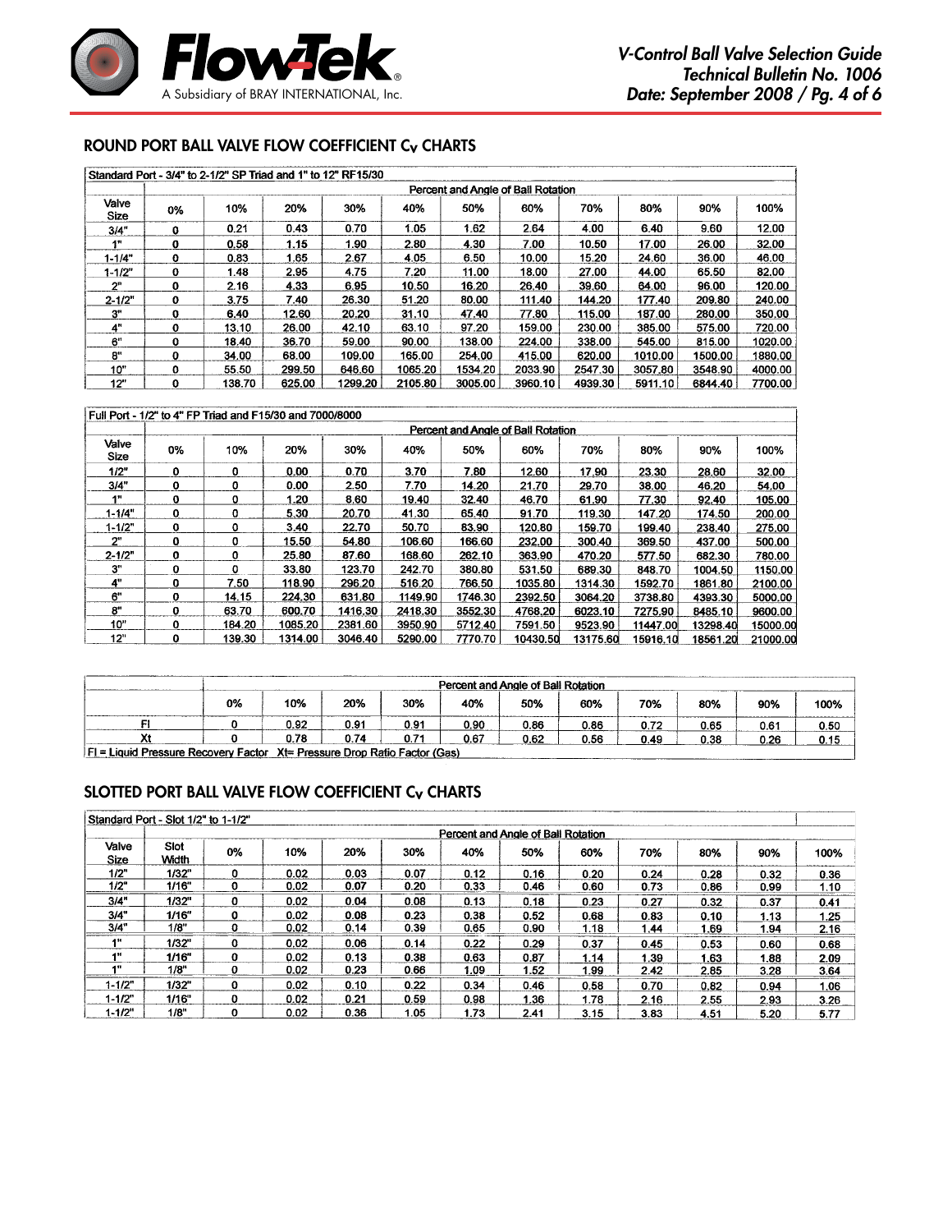## ROUND PORT BALL VALVE FLOW COEFFICIENT $C_V$ CHARTS

| Standard Port - 3/4" to 2-1/2" SP Triad and 1" to 12" RF15/30 | | | | | | | | | | | |
|---|---|---|---|---|---|---|---|---|---|---|---|
| | Percent and Angle of Ball Rotation | | | | | | | | | | |
| Valve Size | 0% | 10% | 20% | 30% | 40% | 50% | 60% | 70% | 80% | 90% | 100% |
| 3/4" | 0 | 0.21 | 0.43 | 0.70 | 1.05 | 1.62 | 2.64 | 4.00 | 6.40 | 9.60 | 12.00 |
| 1" | 0 | 0.58 | 1.15 | 1.90 | 2.80 | 4.30 | 7.00 | 10.50 | 17.00 | 26.00 | 32.00 |
| 1-1/4" | 0 | 0.83 | 1.65 | 2.67 | 4.05 | 6.50 | 10.00 | 15.20 | 24.60 | 36.00 | 46.00 |
| 1-1/2" | 0 | 1.48 | 2.95 | 4.75 | 7.20 | 11.00 | 18.00 | 27.00 | 44.00 | 65.50 | 82.00 |
| 2" | 0 | 2.16 | 4.33 | 6.95 | 10.50 | 16.20 | 26.40 | 39.60 | 64.00 | 96.00 | 120.00 |
| 2-1/2" | 0 | 3.75 | 7.40 | 26.30 | 51.20 | 80.00 | 111.40 | 144.20 | 177.40 | 209.80 | 240.00 |
| 3" | 0 | 6.40 | 12.60 | 20.20 | 31.10 | 47.40 | 77.80 | 115.00 | 187.00 | 280.00 | 350.00 |
| 4" | 0 | 13.10 | 26.00 | 42.10 | 63.10 | 97.20 | 159.00 | 230.00 | 385.00 | 575.00 | 720.00 |
| 6" | 0 | 18.40 | 36.70 | 59.00 | 90.00 | 138.00 | 224.00 | 338.00 | 545.00 | 815.00 | 1020.00 |
| 8" | 0 | 34.00 | 68.00 | 109.00 | 165.00 | 254.00 | 415.00 | 620.00 | 1010.00 | 1500.00 | 1880.00 |
| 10" | 0 | 55.50 | 299.50 | 646.60 | 1065.20 | 1534.20 | 2033.90 | 2547.30 | 3057.80 | 3548.90 | 4000.00 |
| 12" | 0 | 138.70 | 625.00 | 1299.20 | 2105.80 | 3005.00 | 3960.10 | 4939.30 | 5911.10 | 6844.40 | 7700.00 |

| Full Port - 1/2" to 4" FP Triad and F15/30 and 7000/8000 | | | | | | | | | | | |
|---|---|---|---|---|---|---|---|---|---|---|---|
| | Percent and Angle of Ball Rotation | | | | | | | | | | |
| Valve Size | 0% | 10% | 20% | 30% | 40% | 50% | 60% | 70% | 80% | 90% | 100% |
| 1/2" | 0 | 0 | 0.00 | 0.70 | 3.70 | 7.80 | 12.60 | 17.90 | 23.30 | 28.60 | 32.00 |
| 3/4" | 0 | 0 | 0.00 | 2.50 | 7.70 | 14.20 | 21.70 | 29.70 | 38.00 | 46.20 | 54.00 |
| 1" | 0 | 0 | 1.20 | 8.60 | 19.40 | 32.40 | 46.70 | 61.90 | 77.30 | 92.40 | 105.00 |
| 1-1/4" | 0 | 0 | 5.30 | 20.70 | 41.30 | 65.40 | 91.70 | 119.30 | 147.20 | 174.50 | 200.00 |
| 1-1/2" | 0 | 0 | 3.40 | 22.70 | 50.70 | 83.90 | 120.80 | 159.70 | 199.40 | 238.40 | 275.00 |
| 2" | 0 | 0 | 15.50 | 54.80 | 106.60 | 166.60 | 232.00 | 300.40 | 369.50 | 437.00 | 500.00 |
| 2-1/2" | 0 | 0 | 25.80 | 87.60 | 168.60 | 262.10 | 363.90 | 470.20 | 577.50 | 682.30 | 780.00 |
| 3" | 0 | 0 | 33.80 | 123.70 | 242.70 | 380.80 | 531.50 | 689.30 | 848.70 | 1004.50 | 1150.00 |
| 4" | 0 | 7.50 | 118.90 | 296.20 | 516.20 | 766.50 | 1035.80 | 1314.30 | 1592.70 | 1861.80 | 2100.00 |
| 6" | 0 | 14.15 | 224.30 | 631.80 | 1149.90 | 1746.30 | 2392.50 | 3064.20 | 3738.80 | 4393.30 | 5000.00 |
| 8" | 0 | 63.70 | 600.70 | 1416.30 | 2418.30 | 3552.30 | 4768.20 | 6023.10 | 7275.90 | 8485.10 | 9600.00 |
| 10" | 0 | 184.20 | 1085.20 | 2381.60 | 3950.90 | 5712.40 | 7591.50 | 9523.90 | 11447.00 | 13298.40 | 15000.00 |
| 12" | 0 | 139.30 | 1314.00 | 3046.40 | 5290.00 | 7770.70 | 10430.50 | 13175.60 | 15916.10 | 18561.20 | 21000.00 |

| | Percent and Angle of Ball Rotation | | | | | | | | | | |
|---|---|---|---|---|---|---|---|---|---|---|---|
| | 0% | 10% | 20% | 30% | 40% | 50% | 60% | 70% | 80% | 90% | 100% |
| Fl | 0 | 0.92 | 0.91 | 0.91 | 0.90 | 0.86 | 0.86 | 0.72 | 0.65 | 0.61 | 0.50 |
| Xt | 0 | 0.78 | 0.74 | 0.71 | 0.67 | 0.62 | 0.56 | 0.49 | 0.38 | 0.26 | 0.15 |

Fl = Liquid Pressure Recovery Factor Xt= Pressure Drop Ratio Factor (Gas)

## SLOTTED PORT BALL VALVE FLOW COEFFICIENT $C_V$ CHARTS

| Standard Port - Slot 1/2" to 1-1/2" | | | | | | | | | | | | |
|---|---|---|---|---|---|---|---|---|---|---|---|---|
| | | Percent and Angle of Ball Rotation | | | | | | | | | | |
| Valve Size | Slot Width | 0% | 10% | 20% | 30% | 40% | 50% | 60% | 70% | 80% | 90% | 100% |
| 1/2" | 1/32" | 0 | 0.02 | 0.03 | 0.07 | 0.12 | 0.16 | 0.20 | 0.24 | 0.28 | 0.32 | 0.36 |
| 1/2" | 1/16" | 0 | 0.02 | 0.07 | 0.20 | 0.33 | 0.46 | 0.60 | 0.73 | 0.86 | 0.99 | 1.10 |
| 3/4" | 1/32" | 0 | 0.02 | 0.04 | 0.08 | 0.13 | 0.18 | 0.23 | 0.27 | 0.32 | 0.37 | 0.41 |
| 3/4" | 1/16" | 0 | 0.02 | 0.08 | 0.23 | 0.38 | 0.52 | 0.68 | 0.83 | 0.10 | 1.13 | 1.25 |
| 3/4" | 1/8" | 0 | 0.02 | 0.14 | 0.39 | 0.65 | 0.90 | 1.18 | 1.44 | 1.69 | 1.94 | 2.16 |
| 1" | 1/32" | 0 | 0.02 | 0.06 | 0.14 | 0.22 | 0.29 | 0.37 | 0.45 | 0.53 | 0.60 | 0.68 |
| 1" | 1/16" | 0 | 0.02 | 0.13 | 0.38 | 0.63 | 0.87 | 1.14 | 1.39 | 1.63 | 1.88 | 2.09 |
| 1" | 1/8" | 0 | 0.02 | 0.23 | 0.66 | 1.09 | 1.52 | 1.99 | 2.42 | 2.85 | 3.28 | 3.64 |
| 1-1/2" | 1/32" | 0 | 0.02 | 0.10 | 0.22 | 0.34 | 0.46 | 0.58 | 0.70 | 0.82 | 0.94 | 1.06 |
| 1-1/2" | 1/16" | 0 | 0.02 | 0.21 | 0.59 | 0.98 | 1.36 | 1.78 | 2.16 | 2.55 | 2.93 | 3.26 |
| 1-1/2" | 1/8" | 0 | 0.02 | 0.36 | 1.05 | 1.73 | 2.41 | 3.15 | 3.83 | 4.51 | 5.20 | 5.77 |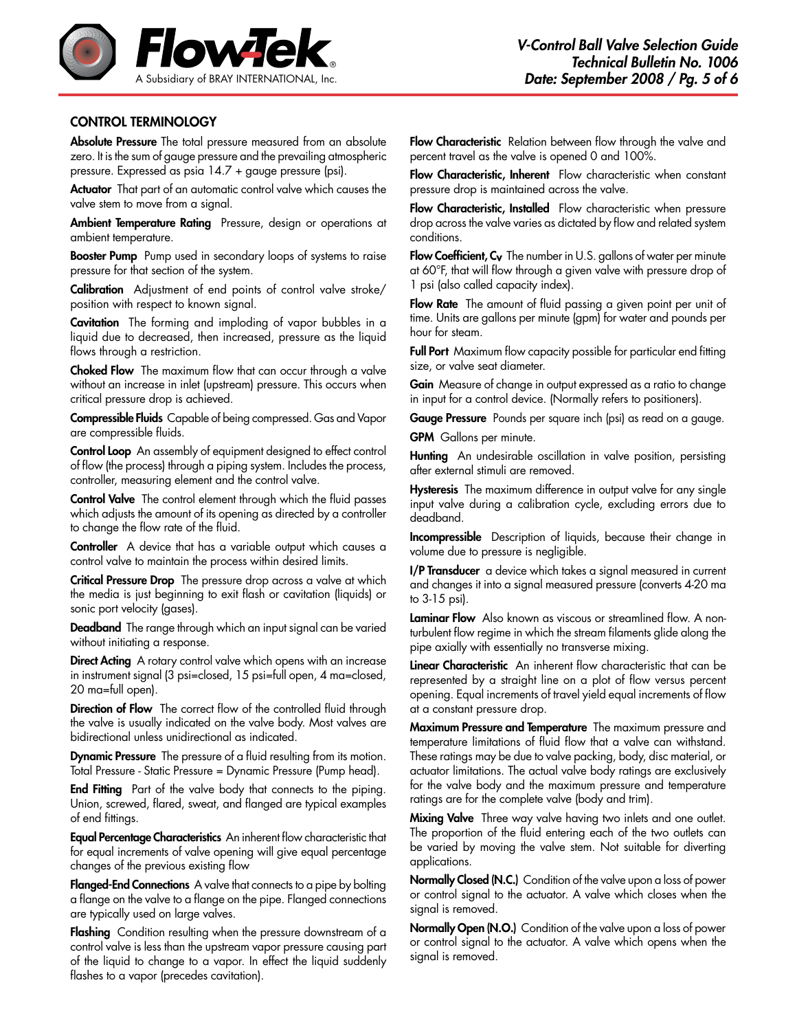## CONTROL TERMINOLOGY

**Absolute Pressure** The total pressure measured from an absolute zero. It is the sum of gauge pressure and the prevailing atmospheric pressure. Expressed as psia 14.7 + gauge pressure (psi).

**Actuator** That part of an automatic control valve which causes the valve stem to move from a signal.

**Ambient Temperature Rating** Pressure, design or operations at ambient temperature.

**Booster Pump** Pump used in secondary loops of systems to raise pressure for that section of the system.

**Calibration** Adjustment of end points of control valve stroke/ position with respect to known signal.

**Cavitation** The forming and imploding of vapor bubbles in a liquid due to decreased, then increased, pressure as the liquid flows through a restriction.

**Choked Flow** The maximum flow that can occur through a valve without an increase in inlet (upstream) pressure. This occurs when critical pressure drop is achieved.

**Compressible Fluids** Capable of being compressed. Gas and Vapor are compressible fluids.

**Control Loop** An assembly of equipment designed to effect control of flow (the process) through a piping system. Includes the process, controller, measuring element and the control valve.

**Control Valve** The control element through which the fluid passes which adjusts the amount of its opening as directed by a controller to change the flow rate of the fluid.

**Controller** A device that has a variable output which causes a control valve to maintain the process within desired limits.

**Critical Pressure Drop** The pressure drop across a valve at which the media is just beginning to exit flash or cavitation (liquids) or sonic port velocity (gases).

**Deadband** The range through which an input signal can be varied without initiating a response.

**Direct Acting** A rotary control valve which opens with an increase in instrument signal (3 psi=closed, 15 psi=full open, 4 ma=closed, 20 ma=full open).

**Direction of Flow** The correct flow of the controlled fluid through the valve is usually indicated on the valve body. Most valves are bidirectional unless unidirectional as indicated.

**Dynamic Pressure** The pressure of a fluid resulting from its motion. Total Pressure - Static Pressure = Dynamic Pressure (Pump head).

**End Fitting** Part of the valve body that connects to the piping. Union, screwed, flared, sweat, and flanged are typical examples of end fittings.

**Equal Percentage Characteristics** An inherent flow characteristic that for equal increments of valve opening will give equal percentage changes of the previous existing flow

**Flanged-End Connections** A valve that connects to a pipe by bolting a flange on the valve to a flange on the pipe. Flanged connections are typically used on large valves.

**Flashing** Condition resulting when the pressure downstream of a control valve is less than the upstream vapor pressure causing part of the liquid to change to a vapor. In effect the liquid suddenly flashes to a vapor (precedes cavitation).

**Flow Characteristic** Relation between flow through the valve and percent travel as the valve is opened 0 and 100%.

**Flow Characteristic, Inherent** Flow characteristic when constant pressure drop is maintained across the valve.

**Flow Characteristic, Installed** Flow characteristic when pressure drop across the valve varies as dictated by flow and related system conditions.

**Flow Coefficient, $C_V$** The number in U.S. gallons of water per minute at 60°F, that will flow through a given valve with pressure drop of 1 psi (also called capacity index).

**Flow Rate** The amount of fluid passing a given point per unit of time. Units are gallons per minute (gpm) for water and pounds per hour for steam.

**Full Port** Maximum flow capacity possible for particular end fitting size, or valve seat diameter.

**Gain** Measure of change in output expressed as a ratio to change in input for a control device. (Normally refers to positioners).

**Gauge Pressure** Pounds per square inch (psi) as read on a gauge.

**GPM** Gallons per minute.

**Hunting** An undesirable oscillation in valve position, persisting after external stimuli are removed.

**Hysteresis** The maximum difference in output valve for any single input valve during a calibration cycle, excluding errors due to deadband.

**Incompressible** Description of liquids, because their change in volume due to pressure is negligible.

**I/P Transducer** a device which takes a signal measured in current and changes it into a signal measured pressure (converts 4-20 ma to 3-15 psi).

**Laminar Flow** Also known as viscous or streamlined flow. A non-turbulent flow regime in which the stream filaments glide along the pipe axially with essentially no transverse mixing.

**Linear Characteristic** An inherent flow characteristic that can be represented by a straight line on a plot of flow versus percent opening. Equal increments of travel yield equal increments of flow at a constant pressure drop.

**Maximum Pressure and Temperature** The maximum pressure and temperature limitations of fluid flow that a valve can withstand. These ratings may be due to valve packing, body, disc material, or actuator limitations. The actual valve body ratings are exclusively for the valve body and the maximum pressure and temperature ratings are for the complete valve (body and trim).

**Mixing Valve** Three way valve having two inlets and one outlet. The proportion of the fluid entering each of the two outlets can be varied by moving the valve stem. Not suitable for diverting applications.

**Normally Closed (N.C.)** Condition of the valve upon a loss of power or control signal to the actuator. A valve which closes when the signal is removed.

**Normally Open (N.O.)** Condition of the valve upon a loss of power or control signal to the actuator. A valve which opens when the signal is removed.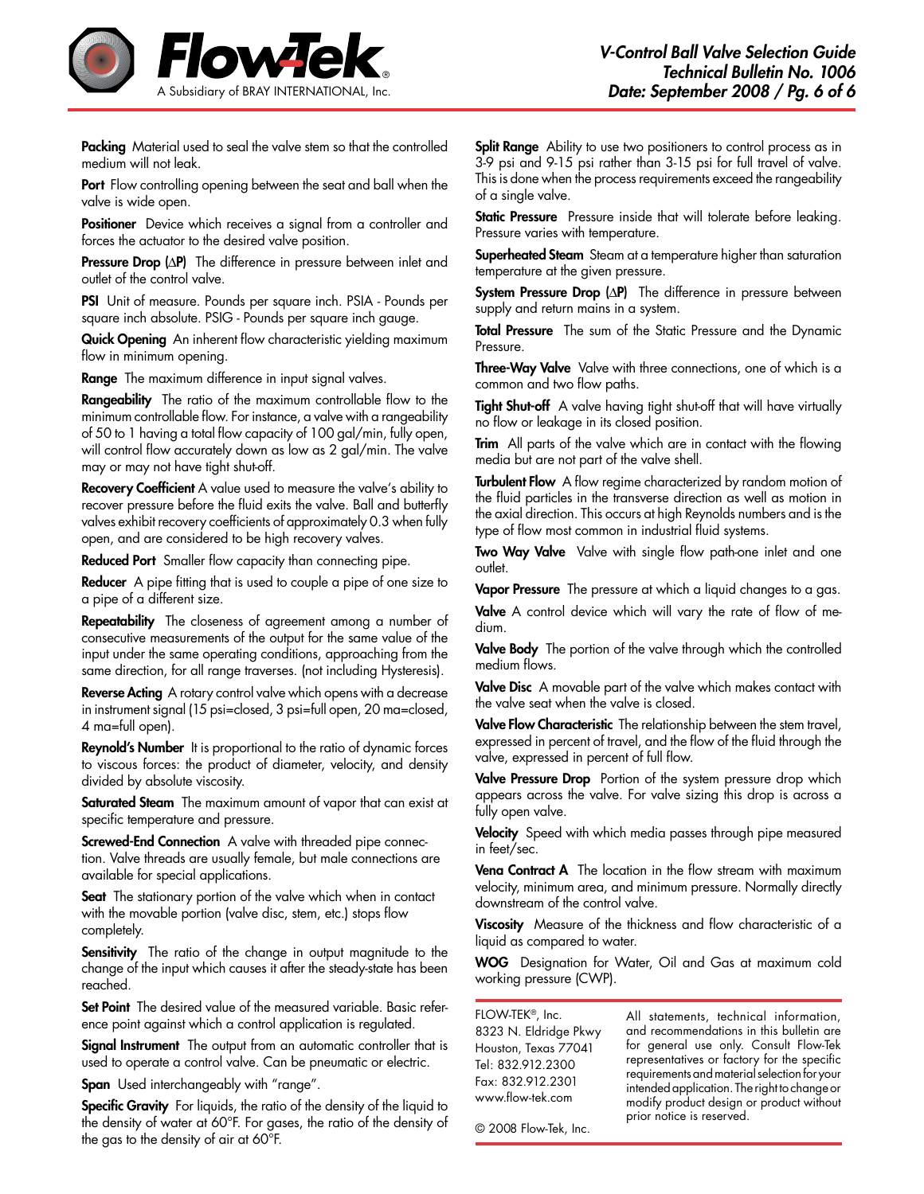**Packing** Material used to seal the valve stem so that the controlled medium will not leak.

**Port** Flow controlling opening between the seat and ball when the valve is wide open.

**Positioner** Device which receives a signal from a controller and forces the actuator to the desired valve position.

**Pressure Drop (ΔP)** The difference in pressure between inlet and outlet of the control valve.

**PSI** Unit of measure. Pounds per square inch. PSIA - Pounds per square inch absolute. PSIG - Pounds per square inch gauge.

**Quick Opening** An inherent flow characteristic yielding maximum flow in minimum opening.

**Range** The maximum difference in input signal valves.

**Rangeability** The ratio of the maximum controllable flow to the minimum controllable flow. For instance, a valve with a rangeability of 50 to 1 having a total flow capacity of 100 gal/min, fully open, will control flow accurately down as low as 2 gal/min. The valve may or may not have tight shut-off.

**Recovery Coefficient** A value used to measure the valve's ability to recover pressure before the fluid exits the valve. Ball and butterfly valves exhibit recovery coefficients of approximately 0.3 when fully open, and are considered to be high recovery valves.

**Reduced Port** Smaller flow capacity than connecting pipe.

**Reducer** A pipe fitting that is used to couple a pipe of one size to a pipe of a different size.

**Repeatability** The closeness of agreement among a number of consecutive measurements of the output for the same value of the input under the same operating conditions, approaching from the same direction, for all range traverses. (not including Hysteresis).

**Reverse Acting** A rotary control valve which opens with a decrease in instrument signal (15 psi=closed, 3 psi=full open, 20 ma=closed, 4 ma=full open).

**Reynold's Number** It is proportional to the ratio of dynamic forces to viscous forces: the product of diameter, velocity, and density divided by absolute viscosity.

**Saturated Steam** The maximum amount of vapor that can exist at specific temperature and pressure.

**Screwed-End Connection** A valve with threaded pipe connection. Valve threads are usually female, but male connections are available for special applications.

**Seat** The stationary portion of the valve which when in contact with the movable portion (valve disc, stem, etc.) stops flow completely.

**Sensitivity** The ratio of the change in output magnitude to the change of the input which causes it after the steady-state has been reached.

**Set Point** The desired value of the measured variable. Basic reference point against which a control application is regulated.

**Signal Instrument** The output from an automatic controller that is used to operate a control valve. Can be pneumatic or electric.

**Span** Used interchangeably with "range".

**Specific Gravity** For liquids, the ratio of the density of the liquid to the density of water at 60°F. For gases, the ratio of the density of the gas to the density of air at 60°F.

**Split Range** Ability to use two positioners to control process as in 3-9 psi and 9-15 psi rather than 3-15 psi for full travel of valve. This is done when the process requirements exceed the rangeability of a single valve.

**Static Pressure** Pressure inside that will tolerate before leaking. Pressure varies with temperature.

**Superheated Steam** Steam at a temperature higher than saturation temperature at the given pressure.

**System Pressure Drop (ΔP)** The difference in pressure between supply and return mains in a system.

**Total Pressure** The sum of the Static Pressure and the Dynamic Pressure.

**Three-Way Valve** Valve with three connections, one of which is a common and two flow paths.

**Tight Shut-off** A valve having tight shut-off that will have virtually no flow or leakage in its closed position.

**Trim** All parts of the valve which are in contact with the flowing media but are not part of the valve shell.

**Turbulent Flow** A flow regime characterized by random motion of the fluid particles in the transverse direction as well as motion in the axial direction. This occurs at high Reynolds numbers and is the type of flow most common in industrial fluid systems.

**Two Way Valve** Valve with single flow path-one inlet and one outlet.

**Vapor Pressure** The pressure at which a liquid changes to a gas.

**Valve** A control device which will vary the rate of flow of medium.

**Valve Body** The portion of the valve through which the controlled medium flows.

**Valve Disc** A movable part of the valve which makes contact with the valve seat when the valve is closed.

**Valve Flow Characteristic** The relationship between the stem travel, expressed in percent of travel, and the flow of the fluid through the valve, expressed in percent of full flow.

**Valve Pressure Drop** Portion of the system pressure drop which appears across the valve. For valve sizing this drop is across a fully open valve.

**Velocity** Speed with which media passes through pipe measured in feet/sec.

**Vena Contract A** The location in the flow stream with maximum velocity, minimum area, and minimum pressure. Normally directly downstream of the control valve.

**Viscosity** Measure of the thickness and flow characteristic of a liquid as compared to water.

**WOG** Designation for Water, Oil and Gas at maximum cold working pressure (CWP).

FLOW-TEK®, Inc.
8323 N. Eldridge Pkwy
Houston, Texas 77041
Tel: 832.912.2300
Fax: 832.912.2301
www.flow-tek.com

© 2008 Flow-Tek, Inc.

All statements, technical information, and recommendations in this bulletin are for general use only. Consult Flow-Tek representatives or factory for the specific requirements and material selection for your intended application. The right to change or modify product design or product without prior notice is reserved.